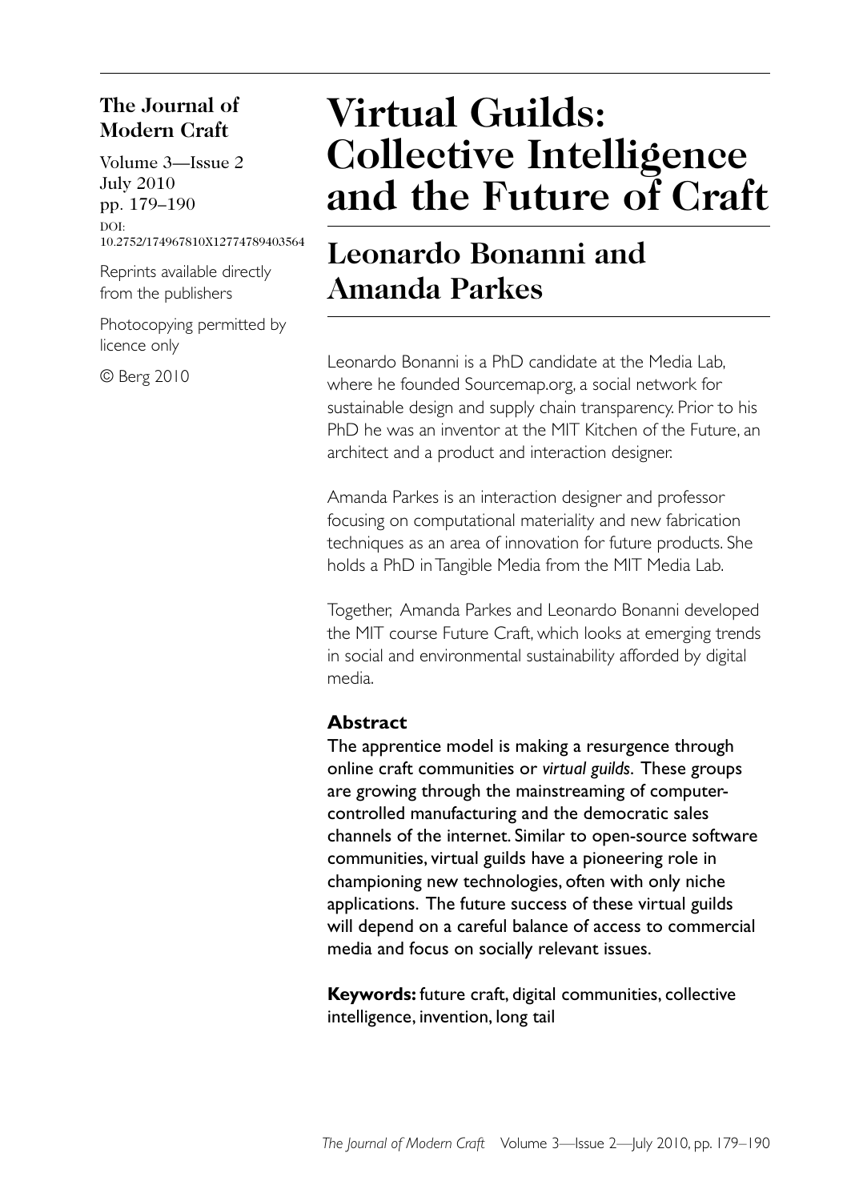**The Journal of Modern Craft**

Volume 3—Issue 2
July 2010
pp. 179–190
DOI: 10.2752/174967810X12774789403564

Reprints available directly from the publishers

Photocopying permitted by licence only

© Berg 2010

# Virtual Guilds: Collective Intelligence and the Future of Craft

## Leonardo Bonanni and Amanda Parkes

Leonardo Bonanni is a PhD candidate at the Media Lab, where he founded Sourcemap.org, a social network for sustainable design and supply chain transparency. Prior to his PhD he was an inventor at the MIT Kitchen of the Future, an architect and a product and interaction designer.

Amanda Parkes is an interaction designer and professor focusing on computational materiality and new fabrication techniques as an area of innovation for future products. She holds a PhD in Tangible Media from the MIT Media Lab.

Together, Amanda Parkes and Leonardo Bonanni developed the MIT course Future Craft, which looks at emerging trends in social and environmental sustainability afforded by digital media.

### Abstract

The apprentice model is making a resurgence through online craft communities or *virtual guilds*. These groups are growing through the mainstreaming of computer-controlled manufacturing and the democratic sales channels of the internet. Similar to open-source software communities, virtual guilds have a pioneering role in championing new technologies, often with only niche applications. The future success of these virtual guilds will depend on a careful balance of access to commercial media and focus on socially relevant issues.

**Keywords:** future craft, digital communities, collective intelligence, invention, long tail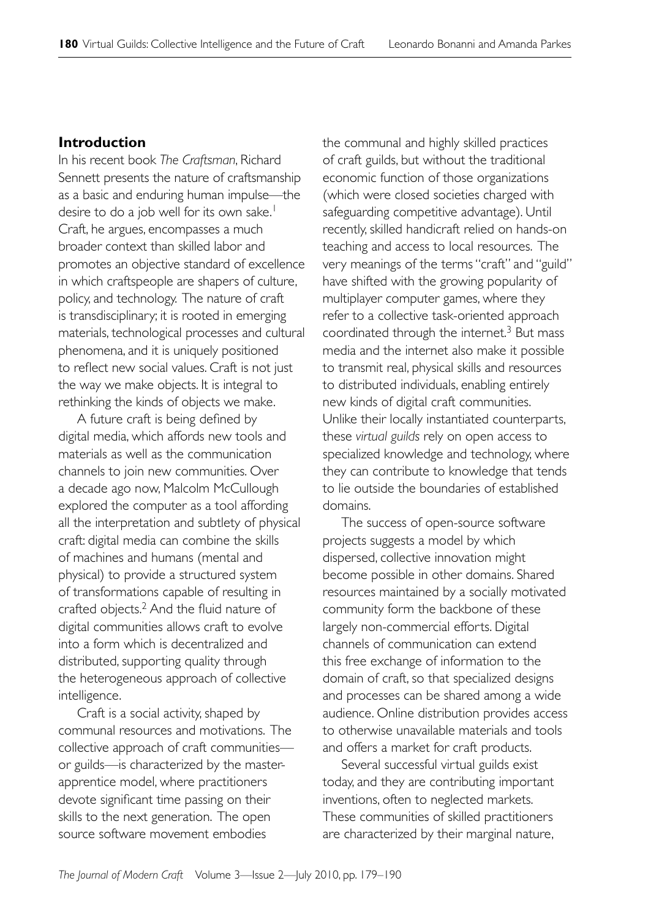## Introduction

In his recent book *The Craftsman*, Richard Sennett presents the nature of craftsmanship as a basic and enduring human impulse—the desire to do a job well for its own sake.[1] Craft, he argues, encompasses a much broader context than skilled labor and promotes an objective standard of excellence in which craftspeople are shapers of culture, policy, and technology. The nature of craft is transdisciplinary; it is rooted in emerging materials, technological processes and cultural phenomena, and it is uniquely positioned to reflect new social values. Craft is not just the way we make objects. It is integral to rethinking the kinds of objects we make.

A future craft is being defined by digital media, which affords new tools and materials as well as the communication channels to join new communities. Over a decade ago now, Malcolm McCullough explored the computer as a tool affording all the interpretation and subtlety of physical craft: digital media can combine the skills of machines and humans (mental and physical) to provide a structured system of transformations capable of resulting in crafted objects.[2] And the fluid nature of digital communities allows craft to evolve into a form which is decentralized and distributed, supporting quality through the heterogeneous approach of collective intelligence.

Craft is a social activity, shaped by communal resources and motivations. The collective approach of craft communities—or guilds—is characterized by the master-apprentice model, where practitioners devote significant time passing on their skills to the next generation. The open source software movement embodies the communal and highly skilled practices of craft guilds, but without the traditional economic function of those organizations (which were closed societies charged with safeguarding competitive advantage). Until recently, skilled handicraft relied on hands-on teaching and access to local resources. The very meanings of the terms "craft" and "guild" have shifted with the growing popularity of multiplayer computer games, where they refer to a collective task-oriented approach coordinated through the internet.[3] But mass media and the internet also make it possible to transmit real, physical skills and resources to distributed individuals, enabling entirely new kinds of digital craft communities. Unlike their locally instantiated counterparts, these *virtual guilds* rely on open access to specialized knowledge and technology, where they can contribute to knowledge that tends to lie outside the boundaries of established domains.

The success of open-source software projects suggests a model by which dispersed, collective innovation might become possible in other domains. Shared resources maintained by a socially motivated community form the backbone of these largely non-commercial efforts. Digital channels of communication can extend this free exchange of information to the domain of craft, so that specialized designs and processes can be shared among a wide audience. Online distribution provides access to otherwise unavailable materials and tools and offers a market for craft products.

Several successful virtual guilds exist today, and they are contributing important inventions, often to neglected markets. These communities of skilled practitioners are characterized by their marginal nature,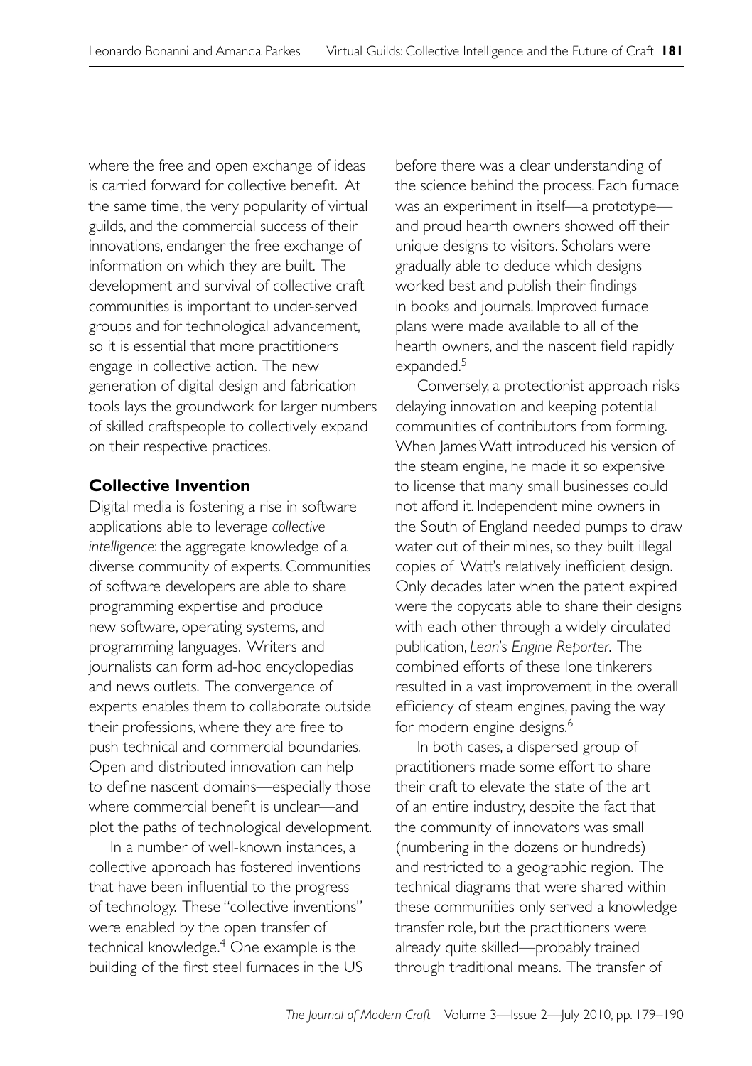where the free and open exchange of ideas is carried forward for collective benefit. At the same time, the very popularity of virtual guilds, and the commercial success of their innovations, endanger the free exchange of information on which they are built. The development and survival of collective craft communities is important to under-served groups and for technological advancement, so it is essential that more practitioners engage in collective action. The new generation of digital design and fabrication tools lays the groundwork for larger numbers of skilled craftspeople to collectively expand on their respective practices.

## Collective Invention

Digital media is fostering a rise in software applications able to leverage *collective intelligence*: the aggregate knowledge of a diverse community of experts. Communities of software developers are able to share programming expertise and produce new software, operating systems, and programming languages. Writers and journalists can form ad-hoc encyclopedias and news outlets. The convergence of experts enables them to collaborate outside their professions, where they are free to push technical and commercial boundaries. Open and distributed innovation can help to define nascent domains—especially those where commercial benefit is unclear—and plot the paths of technological development.

In a number of well-known instances, a collective approach has fostered inventions that have been influential to the progress of technology. These "collective inventions" were enabled by the open transfer of technical knowledge.[4] One example is the building of the first steel furnaces in the US before there was a clear understanding of the science behind the process. Each furnace was an experiment in itself—a prototype—and proud hearth owners showed off their unique designs to visitors. Scholars were gradually able to deduce which designs worked best and publish their findings in books and journals. Improved furnace plans were made available to all of the hearth owners, and the nascent field rapidly expanded.[5]

Conversely, a protectionist approach risks delaying innovation and keeping potential communities of contributors from forming. When James Watt introduced his version of the steam engine, he made it so expensive to license that many small businesses could not afford it. Independent mine owners in the South of England needed pumps to draw water out of their mines, so they built illegal copies of Watt's relatively inefficient design. Only decades later when the patent expired were the copycats able to share their designs with each other through a widely circulated publication, *Lean's Engine Reporter*. The combined efforts of these lone tinkerers resulted in a vast improvement in the overall efficiency of steam engines, paving the way for modern engine designs.[6]

In both cases, a dispersed group of practitioners made some effort to share their craft to elevate the state of the art of an entire industry, despite the fact that the community of innovators was small (numbering in the dozens or hundreds) and restricted to a geographic region. The technical diagrams that were shared within these communities only served a knowledge transfer role, but the practitioners were already quite skilled—probably trained through traditional means. The transfer of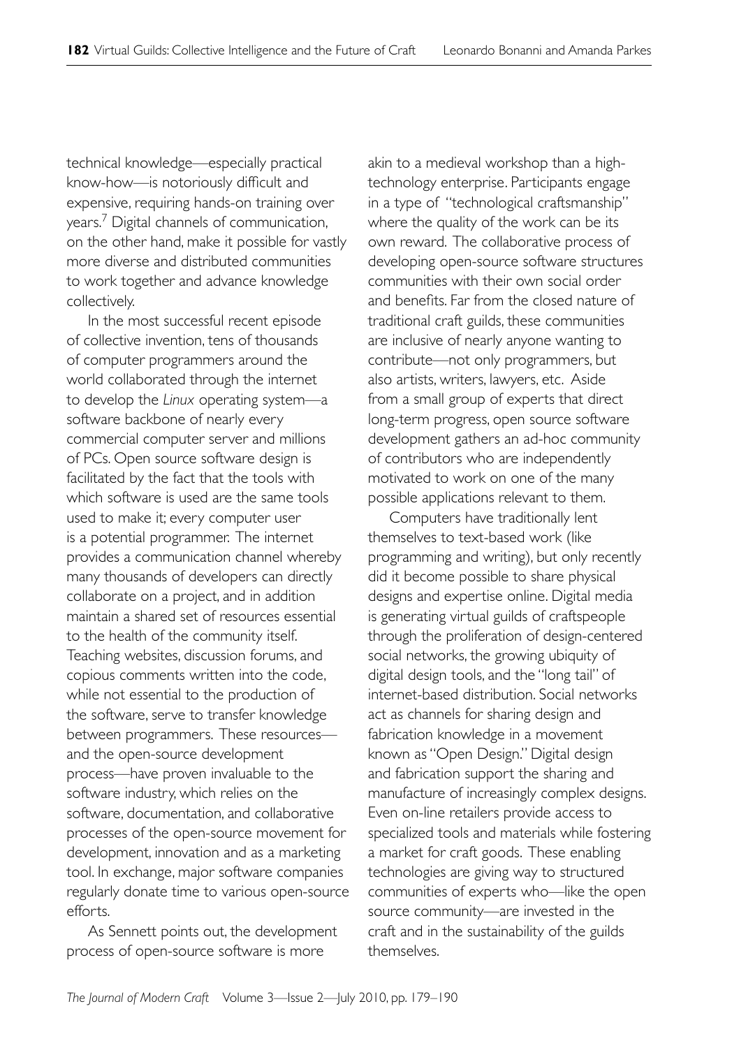technical knowledge—especially practical know-how—is notoriously difficult and expensive, requiring hands-on training over years.[7] Digital channels of communication, on the other hand, make it possible for vastly more diverse and distributed communities to work together and advance knowledge collectively.

In the most successful recent episode of collective invention, tens of thousands of computer programmers around the world collaborated through the internet to develop the *Linux* operating system—a software backbone of nearly every commercial computer server and millions of PCs. Open source software design is facilitated by the fact that the tools with which software is used are the same tools used to make it; every computer user is a potential programmer. The internet provides a communication channel whereby many thousands of developers can directly collaborate on a project, and in addition maintain a shared set of resources essential to the health of the community itself. Teaching websites, discussion forums, and copious comments written into the code, while not essential to the production of the software, serve to transfer knowledge between programmers. These resources—and the open-source development process—have proven invaluable to the software industry, which relies on the software, documentation, and collaborative processes of the open-source movement for development, innovation and as a marketing tool. In exchange, major software companies regularly donate time to various open-source efforts.

As Sennett points out, the development process of open-source software is more akin to a medieval workshop than a high-technology enterprise. Participants engage in a type of "technological craftsmanship" where the quality of the work can be its own reward. The collaborative process of developing open-source software structures communities with their own social order and benefits. Far from the closed nature of traditional craft guilds, these communities are inclusive of nearly anyone wanting to contribute—not only programmers, but also artists, writers, lawyers, etc. Aside from a small group of experts that direct long-term progress, open source software development gathers an ad-hoc community of contributors who are independently motivated to work on one of the many possible applications relevant to them.

Computers have traditionally lent themselves to text-based work (like programming and writing), but only recently did it become possible to share physical designs and expertise online. Digital media is generating virtual guilds of craftspeople through the proliferation of design-centered social networks, the growing ubiquity of digital design tools, and the "long tail" of internet-based distribution. Social networks act as channels for sharing design and fabrication knowledge in a movement known as "Open Design." Digital design and fabrication support the sharing and manufacture of increasingly complex designs. Even on-line retailers provide access to specialized tools and materials while fostering a market for craft goods. These enabling technologies are giving way to structured communities of experts who—like the open source community—are invested in the craft and in the sustainability of the guilds themselves.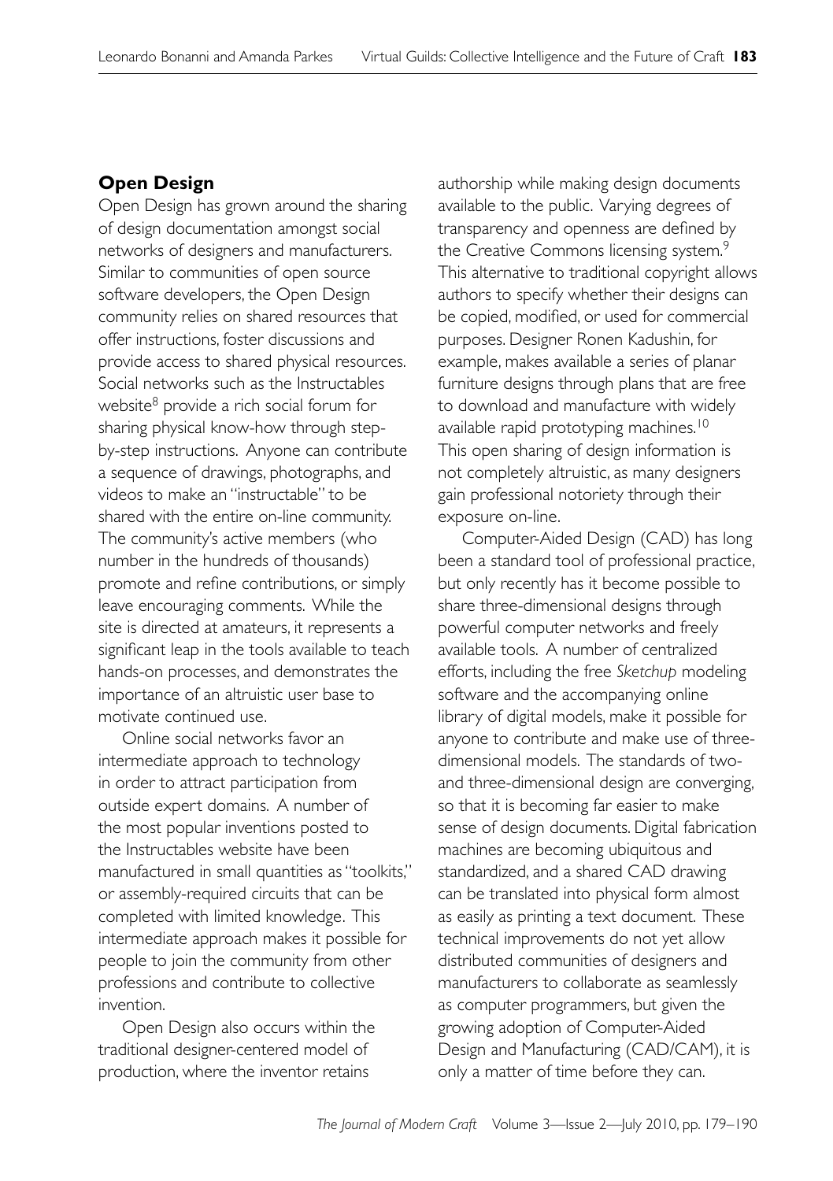## Open Design

Open Design has grown around the sharing of design documentation amongst social networks of designers and manufacturers. Similar to communities of open source software developers, the Open Design community relies on shared resources that offer instructions, foster discussions and provide access to shared physical resources. Social networks such as the Instructables website[8] provide a rich social forum for sharing physical know-how through step-by-step instructions. Anyone can contribute a sequence of drawings, photographs, and videos to make an "instructable" to be shared with the entire on-line community. The community's active members (who number in the hundreds of thousands) promote and refine contributions, or simply leave encouraging comments. While the site is directed at amateurs, it represents a significant leap in the tools available to teach hands-on processes, and demonstrates the importance of an altruistic user base to motivate continued use.

Online social networks favor an intermediate approach to technology in order to attract participation from outside expert domains. A number of the most popular inventions posted to the Instructables website have been manufactured in small quantities as "toolkits," or assembly-required circuits that can be completed with limited knowledge. This intermediate approach makes it possible for people to join the community from other professions and contribute to collective invention.

Open Design also occurs within the traditional designer-centered model of production, where the inventor retains authorship while making design documents available to the public. Varying degrees of transparency and openness are defined by the Creative Commons licensing system.[9] This alternative to traditional copyright allows authors to specify whether their designs can be copied, modified, or used for commercial purposes. Designer Ronen Kadushin, for example, makes available a series of planar furniture designs through plans that are free to download and manufacture with widely available rapid prototyping machines.[10] This open sharing of design information is not completely altruistic, as many designers gain professional notoriety through their exposure on-line.

Computer-Aided Design (CAD) has long been a standard tool of professional practice, but only recently has it become possible to share three-dimensional designs through powerful computer networks and freely available tools. A number of centralized efforts, including the free *Sketchup* modeling software and the accompanying online library of digital models, make it possible for anyone to contribute and make use of three-dimensional models. The standards of two- and three-dimensional design are converging, so that it is becoming far easier to make sense of design documents. Digital fabrication machines are becoming ubiquitous and standardized, and a shared CAD drawing can be translated into physical form almost as easily as printing a text document. These technical improvements do not yet allow distributed communities of designers and manufacturers to collaborate as seamlessly as computer programmers, but given the growing adoption of Computer-Aided Design and Manufacturing (CAD/CAM), it is only a matter of time before they can.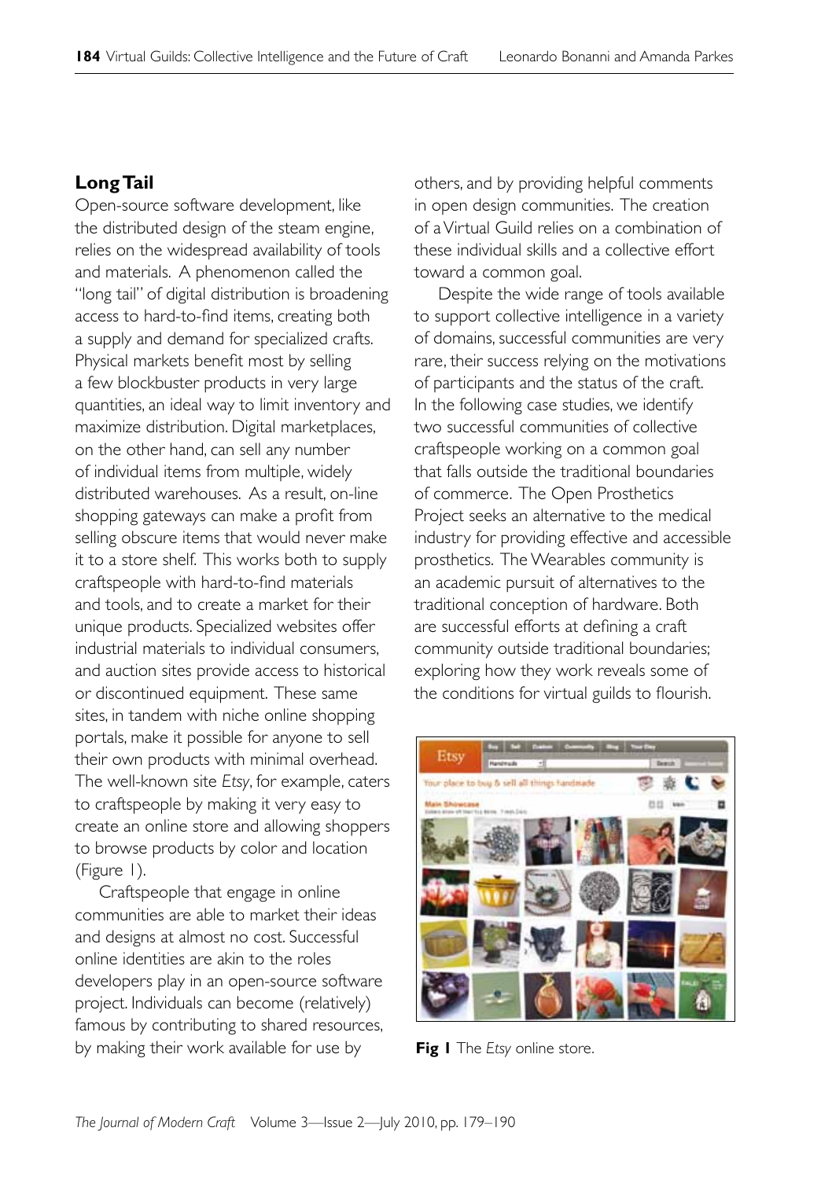## Long Tail

Open-source software development, like the distributed design of the steam engine, relies on the widespread availability of tools and materials. A phenomenon called the "long tail" of digital distribution is broadening access to hard-to-find items, creating both a supply and demand for specialized crafts. Physical markets benefit most by selling a few blockbuster products in very large quantities, an ideal way to limit inventory and maximize distribution. Digital marketplaces, on the other hand, can sell any number of individual items from multiple, widely distributed warehouses. As a result, on-line shopping gateways can make a profit from selling obscure items that would never make it to a store shelf. This works both to supply craftspeople with hard-to-find materials and tools, and to create a market for their unique products. Specialized websites offer industrial materials to individual consumers, and auction sites provide access to historical or discontinued equipment. These same sites, in tandem with niche online shopping portals, make it possible for anyone to sell their own products with minimal overhead. The well-known site *Etsy*, for example, caters to craftspeople by making it very easy to create an online store and allowing shoppers to browse products by color and location (Figure 1).

Craftspeople that engage in online communities are able to market their ideas and designs at almost no cost. Successful online identities are akin to the roles developers play in an open-source software project. Individuals can become (relatively) famous by contributing to shared resources, by making their work available for use by others, and by providing helpful comments in open design communities. The creation of a Virtual Guild relies on a combination of these individual skills and a collective effort toward a common goal.

Despite the wide range of tools available to support collective intelligence in a variety of domains, successful communities are very rare, their success relying on the motivations of participants and the status of the craft. In the following case studies, we identify two successful communities of collective craftspeople working on a common goal that falls outside the traditional boundaries of commerce. The Open Prosthetics Project seeks an alternative to the medical industry for providing effective and accessible prosthetics. The Wearables community is an academic pursuit of alternatives to the traditional conception of hardware. Both are successful efforts at defining a craft community outside traditional boundaries; exploring how they work reveals some of the conditions for virtual guilds to flourish.

**Fig 1** The *Etsy* online store.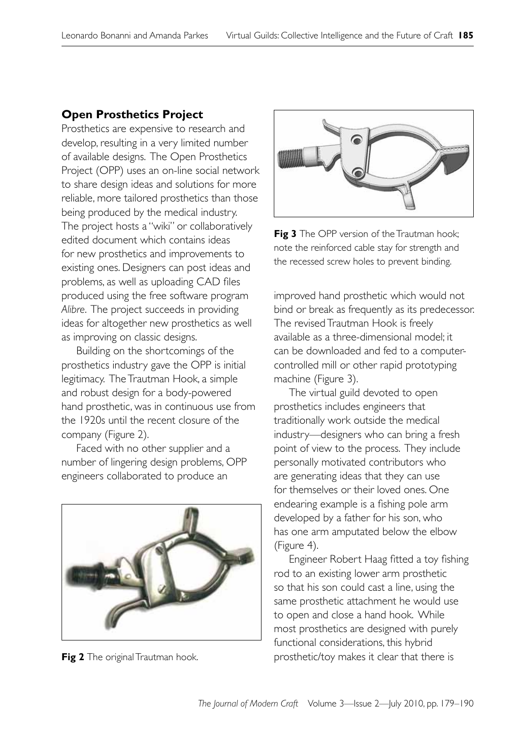## Open Prosthetics Project

Prosthetics are expensive to research and develop, resulting in a very limited number of available designs. The Open Prosthetics Project (OPP) uses an on-line social network to share design ideas and solutions for more reliable, more tailored prosthetics than those being produced by the medical industry. The project hosts a "wiki" or collaboratively edited document which contains ideas for new prosthetics and improvements to existing ones. Designers can post ideas and problems, as well as uploading CAD files produced using the free software program *Alibre*. The project succeeds in providing ideas for altogether new prosthetics as well as improving on classic designs.

Building on the shortcomings of the prosthetics industry gave the OPP is initial legitimacy. The Trautman Hook, a simple and robust design for a body-powered hand prosthetic, was in continuous use from the 1920s until the recent closure of the company (Figure 2).

Faced with no other supplier and a number of lingering design problems, OPP engineers collaborated to produce an improved hand prosthetic which would not bind or break as frequently as its predecessor. The revised Trautman Hook is freely available as a three-dimensional model; it can be downloaded and fed to a computer-controlled mill or other rapid prototyping machine (Figure 3).

**Fig 2** The original Trautman hook.

**Fig 3** The OPP version of the Trautman hook; note the reinforced cable stay for strength and the recessed screw holes to prevent binding.

The virtual guild devoted to open prosthetics includes engineers that traditionally work outside the medical industry—designers who can bring a fresh point of view to the process. They include personally motivated contributors who are generating ideas that they can use for themselves or their loved ones. One endearing example is a fishing pole arm developed by a father for his son, who has one arm amputated below the elbow (Figure 4).

Engineer Robert Haag fitted a toy fishing rod to an existing lower arm prosthetic so that his son could cast a line, using the same prosthetic attachment he would use to open and close a hand hook. While most prosthetics are designed with purely functional considerations, this hybrid prosthetic/toy makes it clear that there is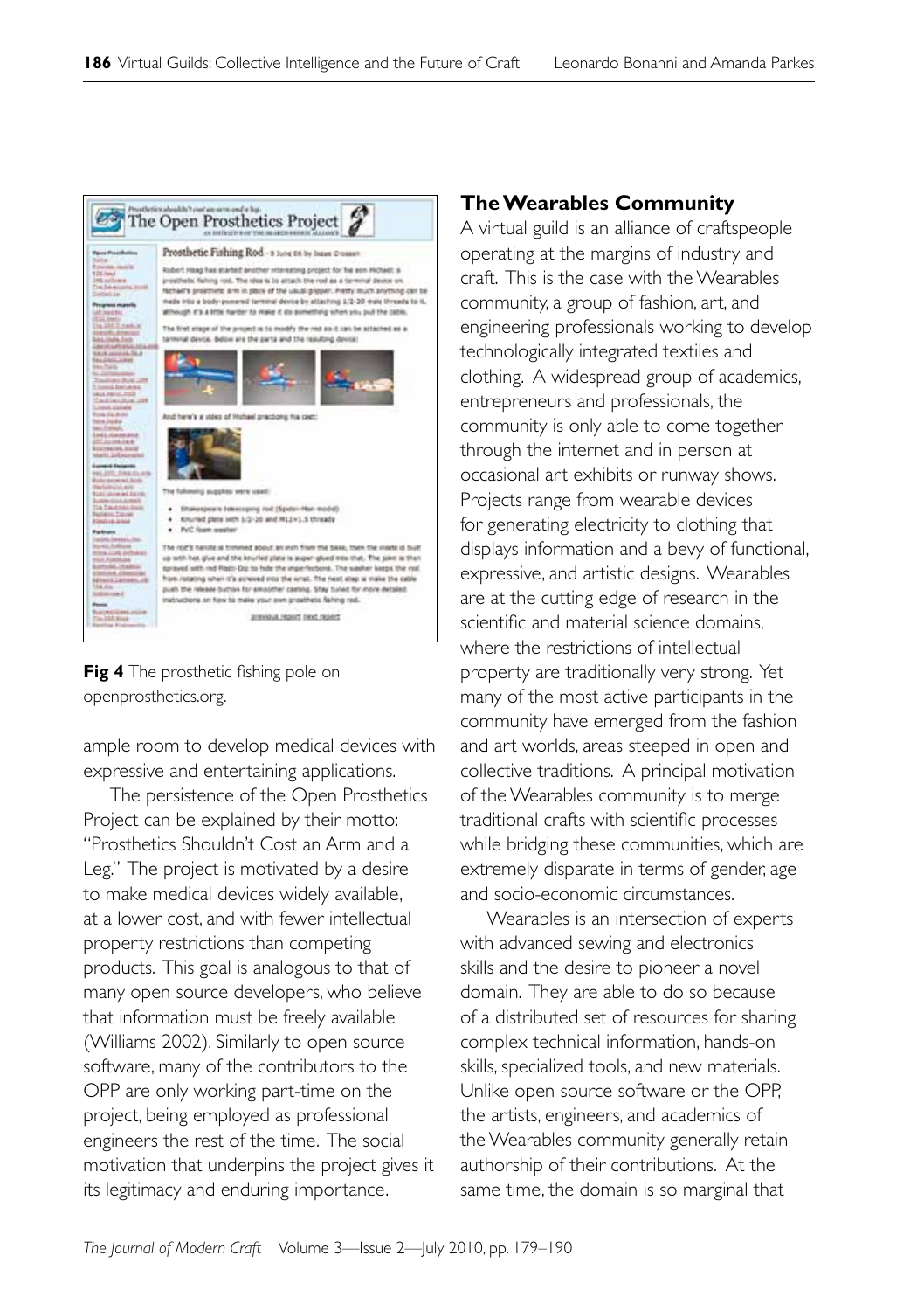**Fig 4** The prosthetic fishing pole on openprosthetics.org.

ample room to develop medical devices with expressive and entertaining applications.

The persistence of the Open Prosthetics Project can be explained by their motto: "Prosthetics Shouldn't Cost an Arm and a Leg." The project is motivated by a desire to make medical devices widely available, at a lower cost, and with fewer intellectual property restrictions than competing products. This goal is analogous to that of many open source developers, who believe that information must be freely available (Williams 2002). Similarly to open source software, many of the contributors to the OPP are only working part-time on the project, being employed as professional engineers the rest of the time. The social motivation that underpins the project gives it its legitimacy and enduring importance.

## The Wearables Community

A virtual guild is an alliance of craftspeople operating at the margins of industry and craft. This is the case with the Wearables community, a group of fashion, art, and engineering professionals working to develop technologically integrated textiles and clothing. A widespread group of academics, entrepreneurs and professionals, the community is only able to come together through the internet and in person at occasional art exhibits or runway shows. Projects range from wearable devices for generating electricity to clothing that displays information and a bevy of functional, expressive, and artistic designs. Wearables are at the cutting edge of research in the scientific and material science domains, where the restrictions of intellectual property are traditionally very strong. Yet many of the most active participants in the community have emerged from the fashion and art worlds, areas steeped in open and collective traditions. A principal motivation of the Wearables community is to merge traditional crafts with scientific processes while bridging these communities, which are extremely disparate in terms of gender, age and socio-economic circumstances.

Wearables is an intersection of experts with advanced sewing and electronics skills and the desire to pioneer a novel domain. They are able to do so because of a distributed set of resources for sharing complex technical information, hands-on skills, specialized tools, and new materials. Unlike open source software or the OPP, the artists, engineers, and academics of the Wearables community generally retain authorship of their contributions. At the same time, the domain is so marginal that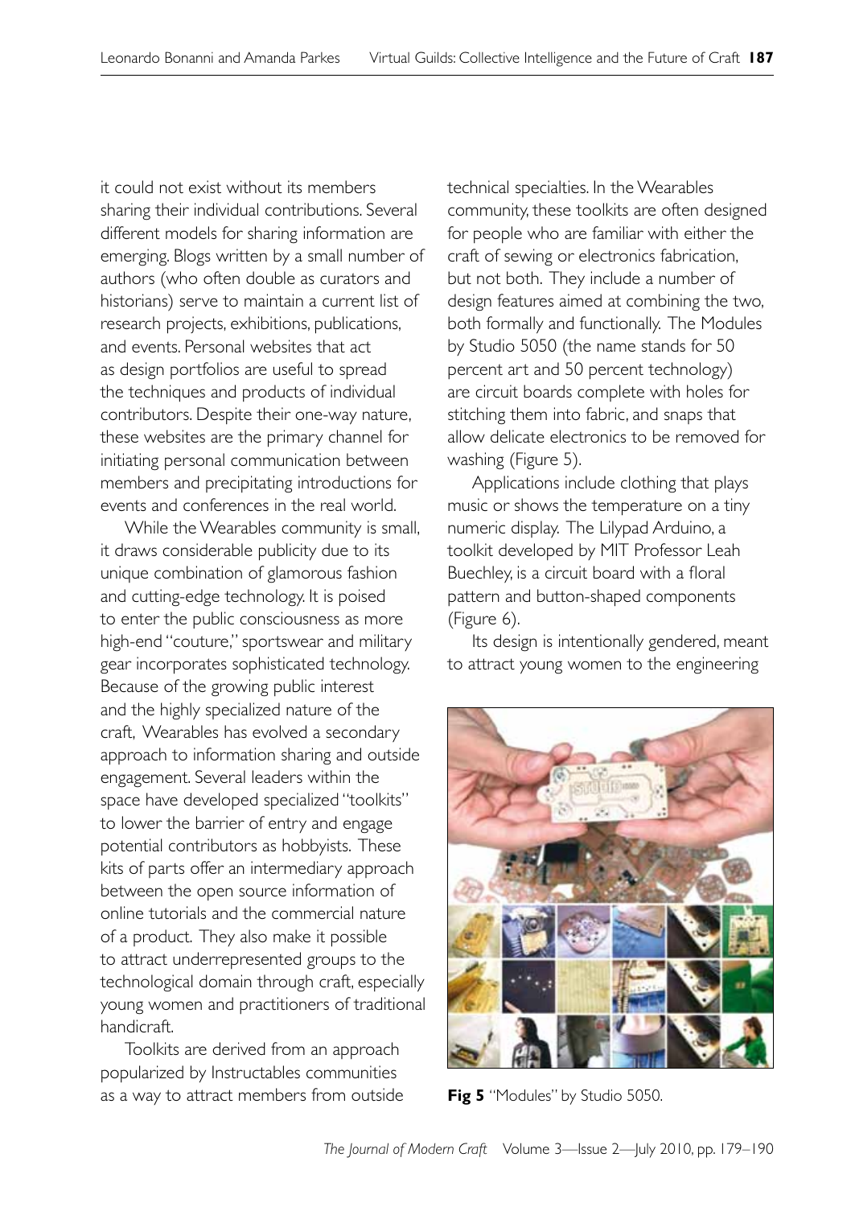it could not exist without its members sharing their individual contributions. Several different models for sharing information are emerging. Blogs written by a small number of authors (who often double as curators and historians) serve to maintain a current list of research projects, exhibitions, publications, and events. Personal websites that act as design portfolios are useful to spread the techniques and products of individual contributors. Despite their one-way nature, these websites are the primary channel for initiating personal communication between members and precipitating introductions for events and conferences in the real world.

While the Wearables community is small, it draws considerable publicity due to its unique combination of glamorous fashion and cutting-edge technology. It is poised to enter the public consciousness as more high-end "couture," sportswear and military gear incorporates sophisticated technology. Because of the growing public interest and the highly specialized nature of the craft, Wearables has evolved a secondary approach to information sharing and outside engagement. Several leaders within the space have developed specialized "toolkits" to lower the barrier of entry and engage potential contributors as hobbyists. These kits of parts offer an intermediary approach between the open source information of online tutorials and the commercial nature of a product. They also make it possible to attract underrepresented groups to the technological domain through craft, especially young women and practitioners of traditional handicraft.

Toolkits are derived from an approach popularized by Instructables communities as a way to attract members from outside technical specialties. In the Wearables community, these toolkits are often designed for people who are familiar with either the craft of sewing or electronics fabrication, but not both. They include a number of design features aimed at combining the two, both formally and functionally. The Modules by Studio 5050 (the name stands for 50 percent art and 50 percent technology) are circuit boards complete with holes for stitching them into fabric, and snaps that allow delicate electronics to be removed for washing (Figure 5).

Applications include clothing that plays music or shows the temperature on a tiny numeric display. The Lilypad Arduino, a toolkit developed by MIT Professor Leah Buechley, is a circuit board with a floral pattern and button-shaped components (Figure 6).

Its design is intentionally gendered, meant to attract young women to the engineering

**Fig 5** "Modules" by Studio 5050.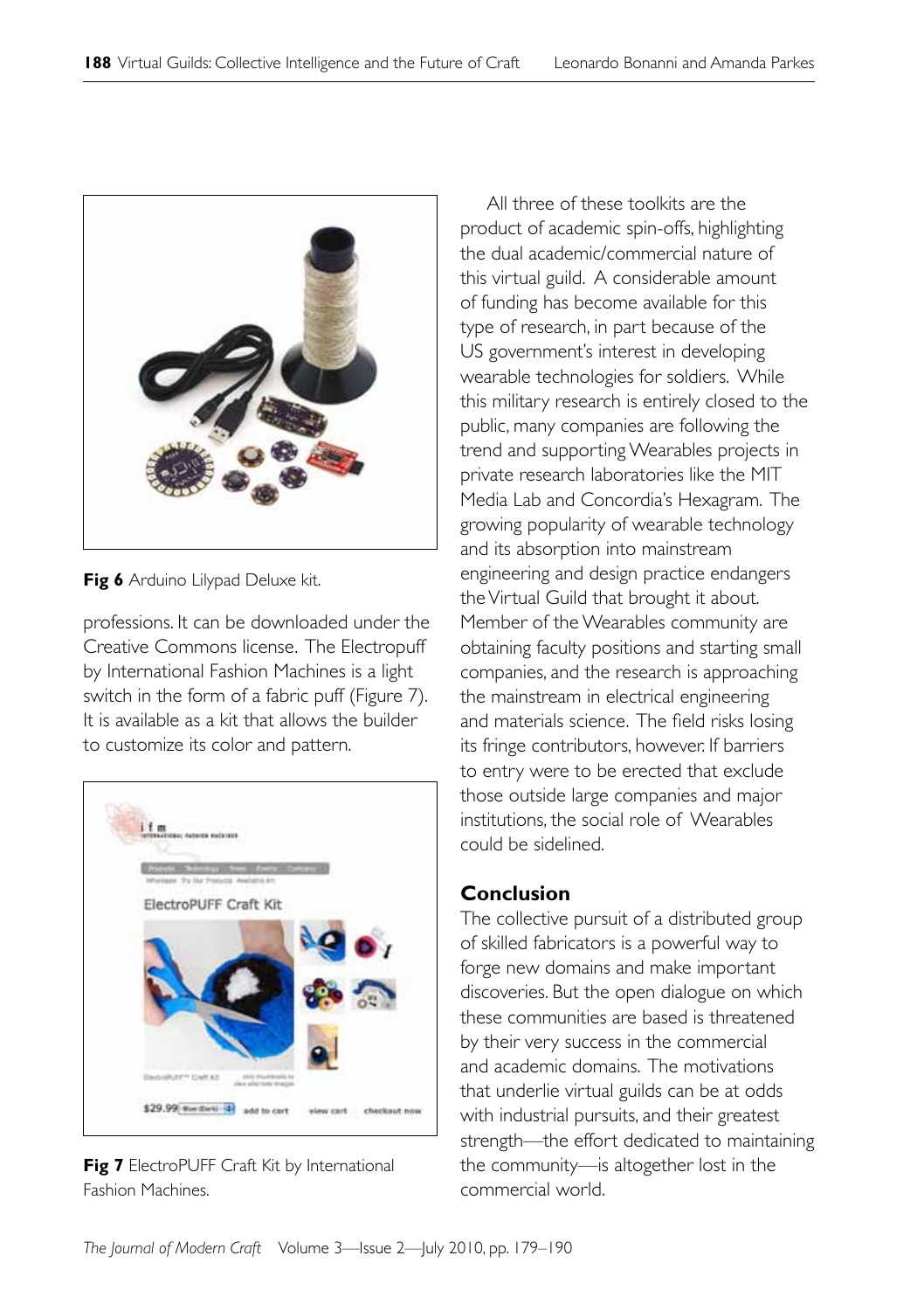Fig 6 Arduino Lilypad Deluxe kit.

professions. It can be downloaded under the Creative Commons license. The Electropuff by International Fashion Machines is a light switch in the form of a fabric puff (Figure 7). It is available as a kit that allows the builder to customize its color and pattern.

**Fig 7** ElectroPUFF Craft Kit by International Fashion Machines.

All three of these toolkits are the product of academic spin-offs, highlighting the dual academic/commercial nature of this virtual guild. A considerable amount of funding has become available for this type of research, in part because of the US government's interest in developing wearable technologies for soldiers. While this military research is entirely closed to the public, many companies are following the trend and supporting Wearables projects in private research laboratories like the MIT Media Lab and Concordia's Hexagram. The growing popularity of wearable technology and its absorption into mainstream engineering and design practice endangers the Virtual Guild that brought it about. Member of the Wearables community are obtaining faculty positions and starting small companies, and the research is approaching the mainstream in electrical engineering and materials science. The field risks losing its fringe contributors, however. If barriers to entry were to be erected that exclude those outside large companies and major institutions, the social role of Wearables could be sidelined.

## Conclusion

The collective pursuit of a distributed group of skilled fabricators is a powerful way to forge new domains and make important discoveries. But the open dialogue on which these communities are based is threatened by their very success in the commercial and academic domains. The motivations that underlie virtual guilds can be at odds with industrial pursuits, and their greatest strength—the effort dedicated to maintaining the community—is altogether lost in the commercial world.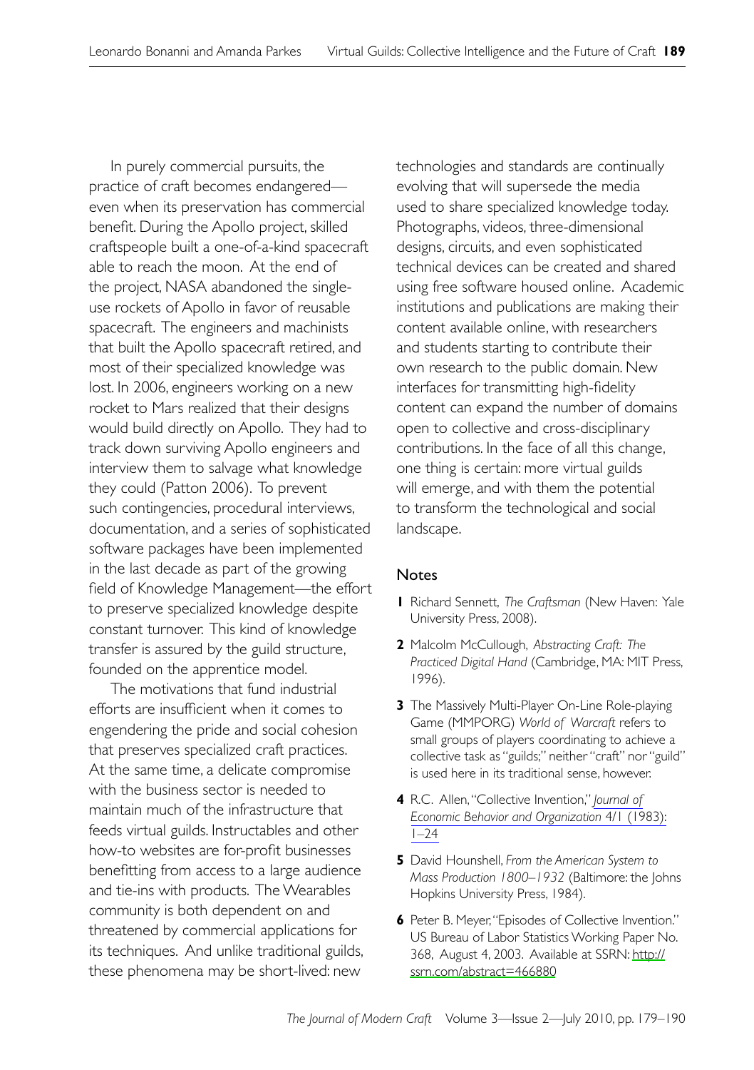In purely commercial pursuits, the practice of craft becomes endangered—even when its preservation has commercial benefit. During the Apollo project, skilled craftspeople built a one-of-a-kind spacecraft able to reach the moon. At the end of the project, NASA abandoned the single-use rockets of Apollo in favor of reusable spacecraft. The engineers and machinists that built the Apollo spacecraft retired, and most of their specialized knowledge was lost. In 2006, engineers working on a new rocket to Mars realized that their designs would build directly on Apollo. They had to track down surviving Apollo engineers and interview them to salvage what knowledge they could (Patton 2006). To prevent such contingencies, procedural interviews, documentation, and a series of sophisticated software packages have been implemented in the last decade as part of the growing field of Knowledge Management—the effort to preserve specialized knowledge despite constant turnover. This kind of knowledge transfer is assured by the guild structure, founded on the apprentice model.

The motivations that fund industrial efforts are insufficient when it comes to engendering the pride and social cohesion that preserves specialized craft practices. At the same time, a delicate compromise with the business sector is needed to maintain much of the infrastructure that feeds virtual guilds. Instructables and other how-to websites are for-profit businesses benefitting from access to a large audience and tie-ins with products. The Wearables community is both dependent on and threatened by commercial applications for its techniques. And unlike traditional guilds, these phenomena may be short-lived: new technologies and standards are continually evolving that will supersede the media used to share specialized knowledge today. Photographs, videos, three-dimensional designs, circuits, and even sophisticated technical devices can be created and shared using free software housed online. Academic institutions and publications are making their content available online, with researchers and students starting to contribute their own research to the public domain. New interfaces for transmitting high-fidelity content can expand the number of domains open to collective and cross-disciplinary contributions. In the face of all this change, one thing is certain: more virtual guilds will emerge, and with them the potential to transform the technological and social landscape.

## Notes

1. Richard Sennett, *The Craftsman* (New Haven: Yale University Press, 2008).
2. Malcolm McCullough, *Abstracting Craft: The Practiced Digital Hand* (Cambridge, MA: MIT Press, 1996).
3. The Massively Multi-Player On-Line Role-playing Game (MMPORG) *World of Warcraft* refers to small groups of players coordinating to achieve a collective task as "guilds;" neither "craft" nor "guild" is used here in its traditional sense, however.
4. R.C. Allen, "Collective Invention," *Journal of Economic Behavior and Organization* 4/1 (1983): 1–24
5. David Hounshell, *From the American System to Mass Production 1800–1932* (Baltimore: the Johns Hopkins University Press, 1984).
6. Peter B. Meyer, "Episodes of Collective Invention." US Bureau of Labor Statistics Working Paper No. 368, August 4, 2003. Available at SSRN: http://ssrn.com/abstract=466880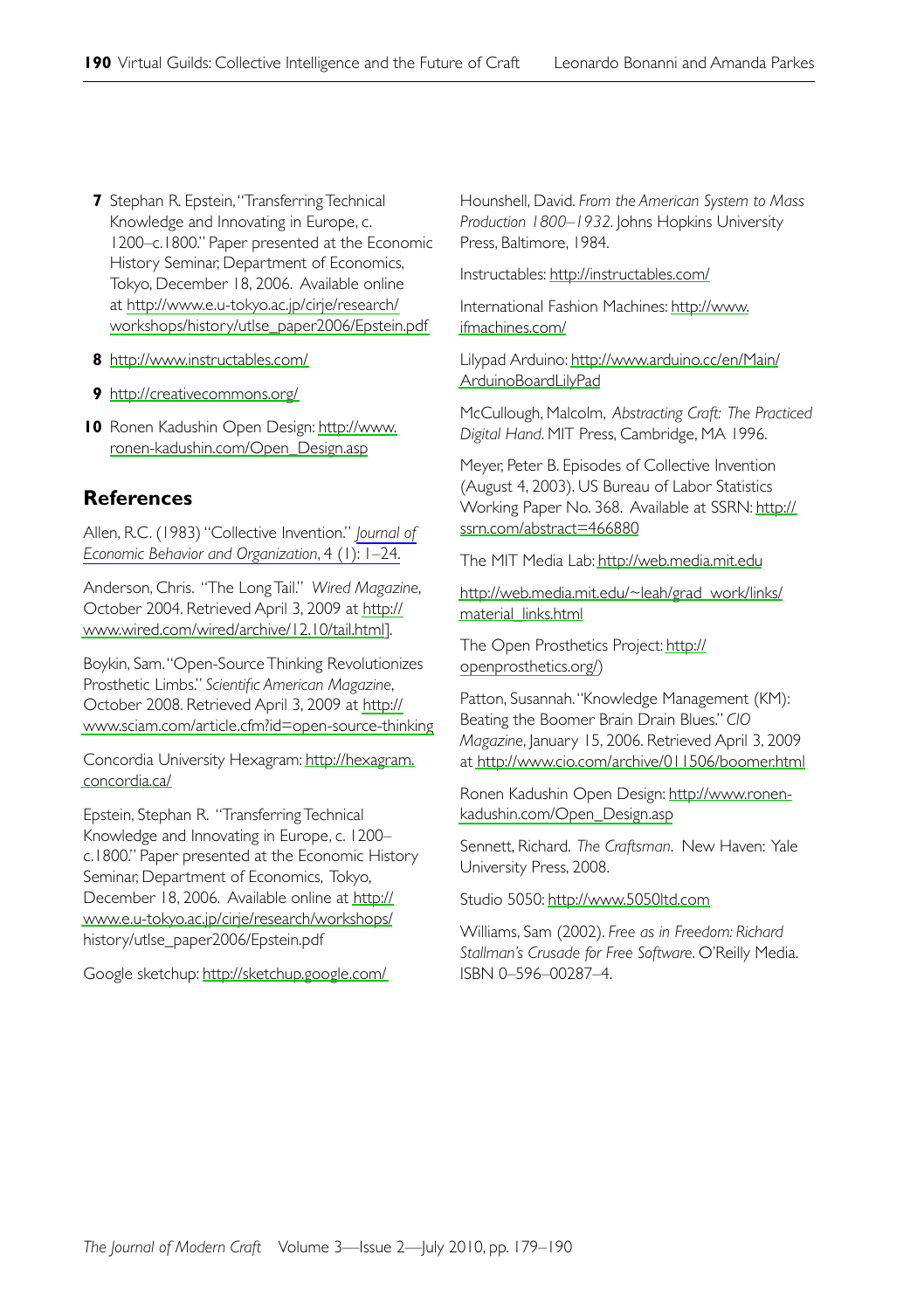7. Stephan R. Epstein, "Transferring Technical Knowledge and Innovating in Europe, c. 1200–c.1800." Paper presented at the Economic History Seminar, Department of Economics, Tokyo, December 18, 2006. Available online at http://www.e.u-tokyo.ac.jp/cirje/research/workshops/history/utlse_paper2006/Epstein.pdf
8. http://www.instructables.com/
9. http://creativecommons.org/
10. Ronen Kadushin Open Design: http://www.ronen-kadushin.com/Open_Design.asp

## References

Allen, R.C. (1983) "Collective Invention." *Journal of Economic Behavior and Organization*, 4 (1): 1–24.

Anderson, Chris. "The Long Tail." *Wired Magazine*, October 2004. Retrieved April 3, 2009 at http://www.wired.com/wired/archive/12.10/tail.html].

Boykin, Sam. "Open-Source Thinking Revolutionizes Prosthetic Limbs." *Scientific American Magazine*, October 2008. Retrieved April 3, 2009 at http://www.sciam.com/article.cfm?id=open-source-thinking

Concordia University Hexagram: http://hexagram.concordia.ca/

Epstein, Stephan R. "Transferring Technical Knowledge and Innovating in Europe, c. 1200–c.1800." Paper presented at the Economic History Seminar, Department of Economics, Tokyo, December 18, 2006. Available online at http://www.e.u-tokyo.ac.jp/cirje/research/workshops/history/utlse_paper2006/Epstein.pdf

Google sketchup: http://sketchup.google.com/

Hounshell, David. *From the American System to Mass Production 1800–1932*. Johns Hopkins University Press, Baltimore, 1984.

Instructables: http://instructables.com/

International Fashion Machines: http://www.ifmachines.com/

Lilypad Arduino: http://www.arduino.cc/en/Main/ArduinoBoardLilyPad

McCullough, Malcolm, *Abstracting Craft: The Practiced Digital Hand*. MIT Press, Cambridge, MA 1996.

Meyer, Peter B. Episodes of Collective Invention (August 4, 2003). US Bureau of Labor Statistics Working Paper No. 368. Available at SSRN: http://ssrn.com/abstract=466880

The MIT Media Lab: http://web.media.mit.edu

http://web.media.mit.edu/~leah/grad_work/links/material_links.html

The Open Prosthetics Project: http://openprosthetics.org/)

Patton, Susannah. "Knowledge Management (KM): Beating the Boomer Brain Drain Blues." *CIO Magazine*, January 15, 2006. Retrieved April 3, 2009 at http://www.cio.com/archive/011506/boomer.html

Ronen Kadushin Open Design: http://www.ronen-kadushin.com/Open_Design.asp

Sennett, Richard. *The Craftsman*. New Haven: Yale University Press, 2008.

Studio 5050: http://www.5050ltd.com

Williams, Sam (2002). *Free as in Freedom: Richard Stallman's Crusade for Free Software*. O'Reilly Media. ISBN 0–596–00287–4.